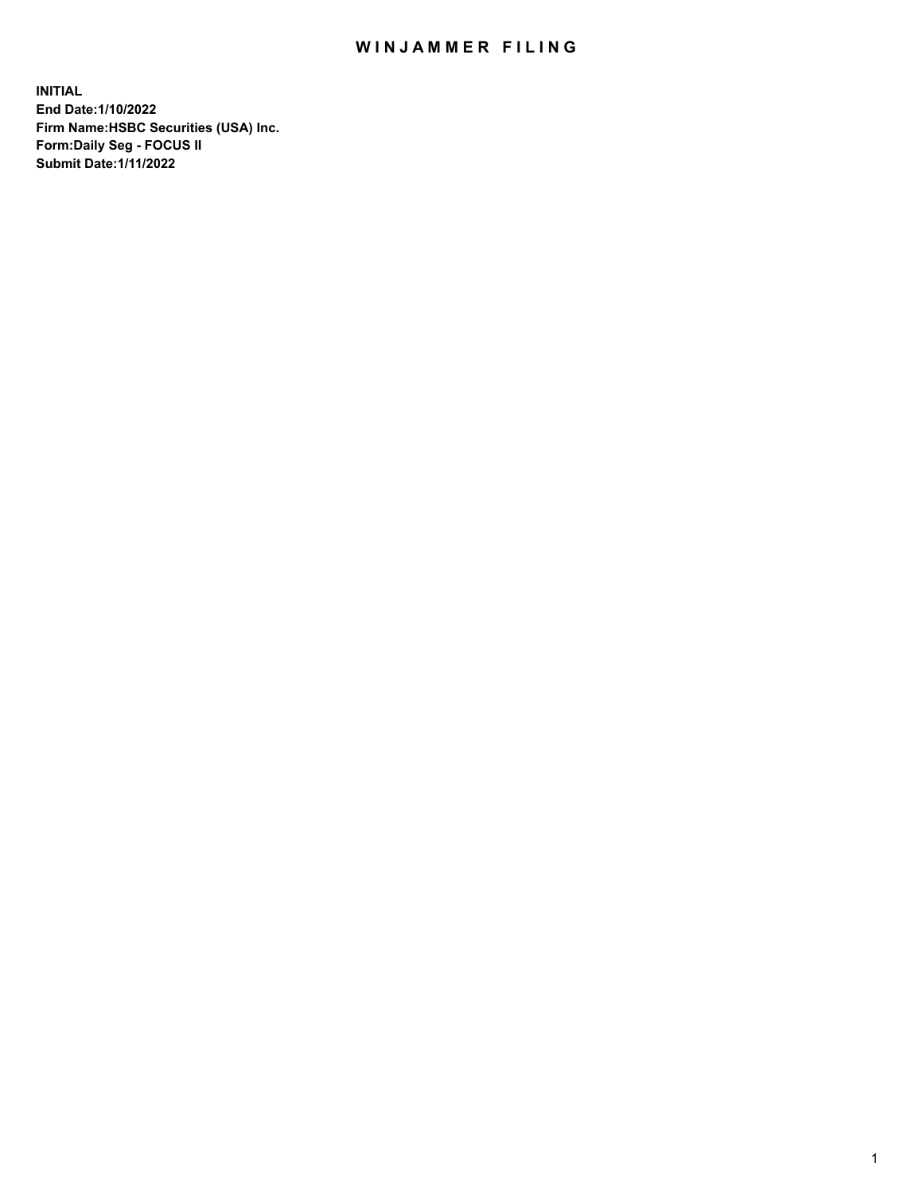# WINJAMMER FILING

**INITIAL**
**End Date:1/10/2022**
**Firm Name:HSBC Securities (USA) Inc.**
**Form:Daily Seg - FOCUS II**
**Submit Date:1/11/2022**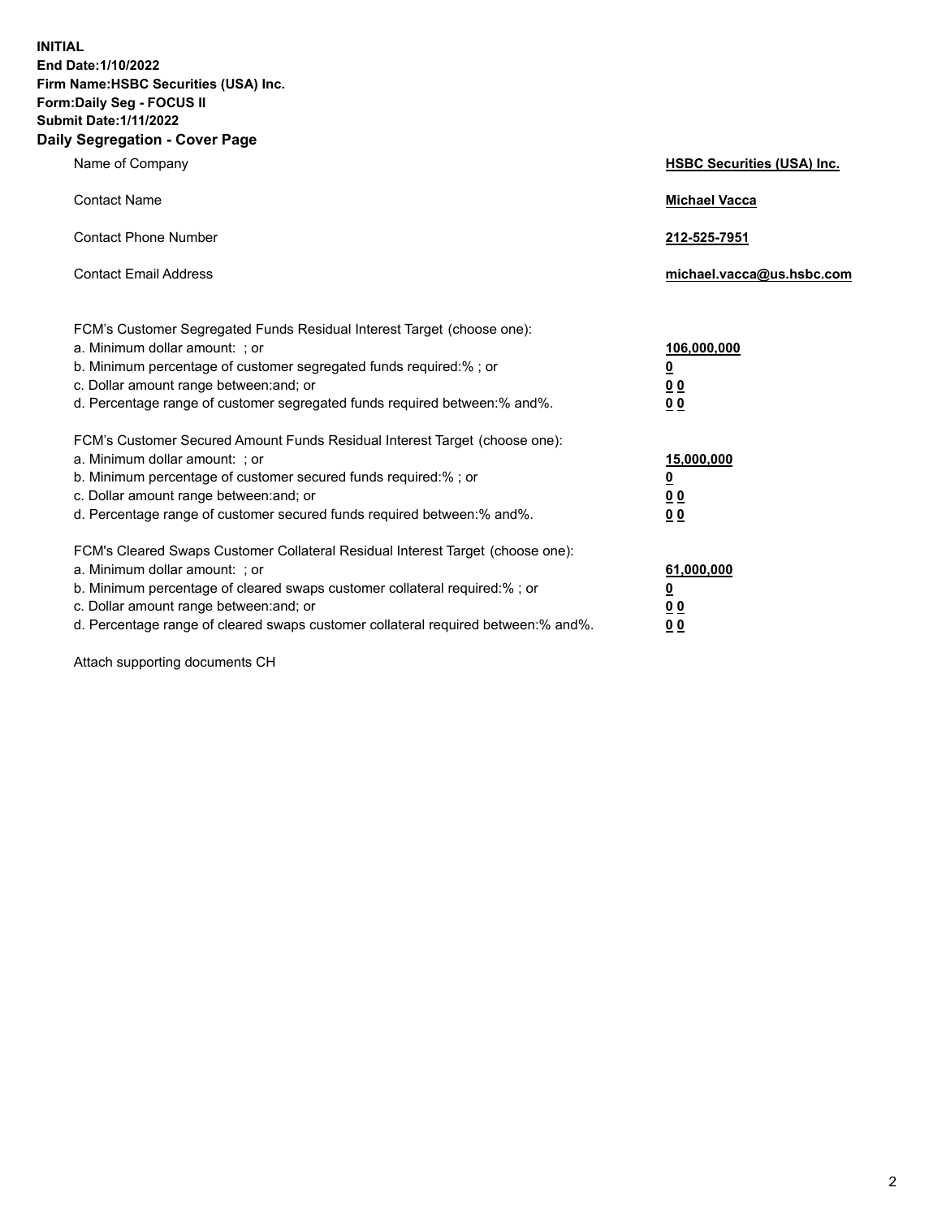**INITIAL**
**End Date:1/10/2022**
**Firm Name:HSBC Securities (USA) Inc.**
**Form:Daily Seg - FOCUS II**
**Submit Date:1/11/2022**

## Daily Segregation - Cover Page

| | |
|---|---|
| Name of Company | **HSBC Securities (USA) Inc.** |
| Contact Name | **Michael Vacca** |
| Contact Phone Number | **212-525-7951** |
| Contact Email Address | **michael.vacca@us.hsbc.com** |

| | |
|---|---|
| FCM's Customer Segregated Funds Residual Interest Target (choose one): | |
| a. Minimum dollar amount: ; or | **106,000,000** |
| b. Minimum percentage of customer segregated funds required:% ; or | **0** |
| c. Dollar amount range between:and; or | **0 0** |
| d. Percentage range of customer segregated funds required between:% and%. | **0 0** |
| FCM's Customer Secured Amount Funds Residual Interest Target (choose one): | |
| a. Minimum dollar amount: ; or | **15,000,000** |
| b. Minimum percentage of customer secured funds required:% ; or | **0** |
| c. Dollar amount range between:and; or | **0 0** |
| d. Percentage range of customer secured funds required between:% and%. | **0 0** |
| FCM's Cleared Swaps Customer Collateral Residual Interest Target (choose one): | |
| a. Minimum dollar amount: ; or | **61,000,000** |
| b. Minimum percentage of cleared swaps customer collateral required:% ; or | **0** |
| c. Dollar amount range between:and; or | **0 0** |
| d. Percentage range of cleared swaps customer collateral required between:% and%. | **0 0** |

Attach supporting documents CH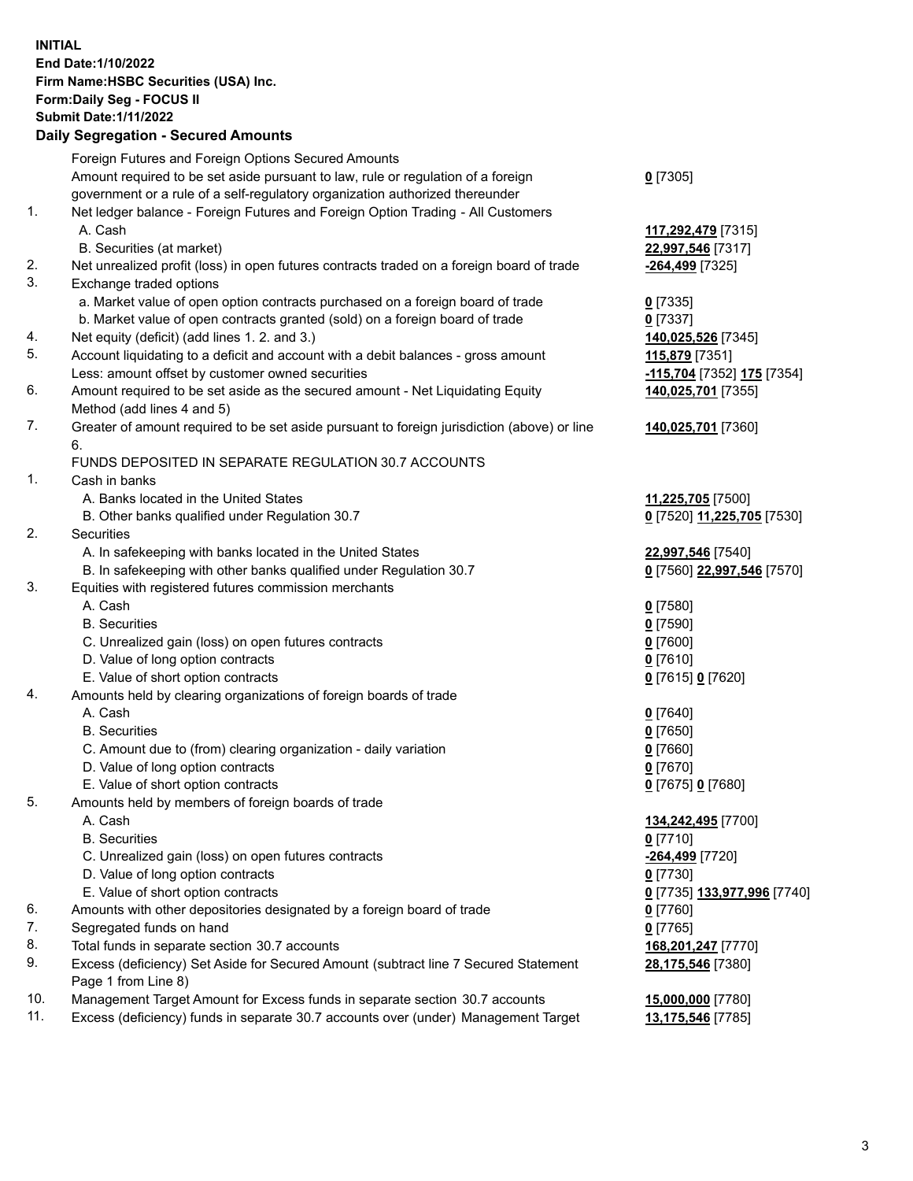**INITIAL**
**End Date:1/10/2022**
**Firm Name:HSBC Securities (USA) Inc.**
**Form:Daily Seg - FOCUS II**
**Submit Date:1/11/2022**

## Daily Segregation - Secured Amounts

| | | |
|---|---|---|
| | Foreign Futures and Foreign Options Secured Amounts | |
| | Amount required to be set aside pursuant to law, rule or regulation of a foreign government or a rule of a self-regulatory organization authorized thereunder | **0** [7305] |
| 1. | Net ledger balance - Foreign Futures and Foreign Option Trading - All Customers | |
| | A. Cash | **117,292,479** [7315] |
| | B. Securities (at market) | **22,997,546** [7317] |
| 2. | Net unrealized profit (loss) in open futures contracts traded on a foreign board of trade | **-264,499** [7325] |
| 3. | Exchange traded options | |
| | a. Market value of open option contracts purchased on a foreign board of trade | **0** [7335] |
| | b. Market value of open contracts granted (sold) on a foreign board of trade | **0** [7337] |
| 4. | Net equity (deficit) (add lines 1. 2. and 3.) | **140,025,526** [7345] |
| 5. | Account liquidating to a deficit and account with a debit balances - gross amount | **115,879** [7351] |
| | Less: amount offset by customer owned securities | **-115,704** [7352] **175** [7354] |
| 6. | Amount required to be set aside as the secured amount - Net Liquidating Equity Method (add lines 4 and 5) | **140,025,701** [7355] |
| 7. | Greater of amount required to be set aside pursuant to foreign jurisdiction (above) or line 6. | **140,025,701** [7360] |
| | FUNDS DEPOSITED IN SEPARATE REGULATION 30.7 ACCOUNTS | |
| 1. | Cash in banks | |
| | A. Banks located in the United States | **11,225,705** [7500] |
| | B. Other banks qualified under Regulation 30.7 | **0** [7520] **11,225,705** [7530] |
| 2. | Securities | |
| | A. In safekeeping with banks located in the United States | **22,997,546** [7540] |
| | B. In safekeeping with other banks qualified under Regulation 30.7 | **0** [7560] **22,997,546** [7570] |
| 3. | Equities with registered futures commission merchants | |
| | A. Cash | **0** [7580] |
| | B. Securities | **0** [7590] |
| | C. Unrealized gain (loss) on open futures contracts | **0** [7600] |
| | D. Value of long option contracts | **0** [7610] |
| | E. Value of short option contracts | **0** [7615] **0** [7620] |
| 4. | Amounts held by clearing organizations of foreign boards of trade | |
| | A. Cash | **0** [7640] |
| | B. Securities | **0** [7650] |
| | C. Amount due to (from) clearing organization - daily variation | **0** [7660] |
| | D. Value of long option contracts | **0** [7670] |
| | E. Value of short option contracts | **0** [7675] **0** [7680] |
| 5. | Amounts held by members of foreign boards of trade | |
| | A. Cash | **134,242,495** [7700] |
| | B. Securities | **0** [7710] |
| | C. Unrealized gain (loss) on open futures contracts | **-264,499** [7720] |
| | D. Value of long option contracts | **0** [7730] |
| | E. Value of short option contracts | **0** [7735] **133,977,996** [7740] |
| 6. | Amounts with other depositories designated by a foreign board of trade | **0** [7760] |
| 7. | Segregated funds on hand | **0** [7765] |
| 8. | Total funds in separate section 30.7 accounts | **168,201,247** [7770] |
| 9. | Excess (deficiency) Set Aside for Secured Amount (subtract line 7 Secured Statement Page 1 from Line 8) | **28,175,546** [7380] |
| 10. | Management Target Amount for Excess funds in separate section 30.7 accounts | **15,000,000** [7780] |
| 11. | Excess (deficiency) funds in separate 30.7 accounts over (under) Management Target | **13,175,546** [7785] |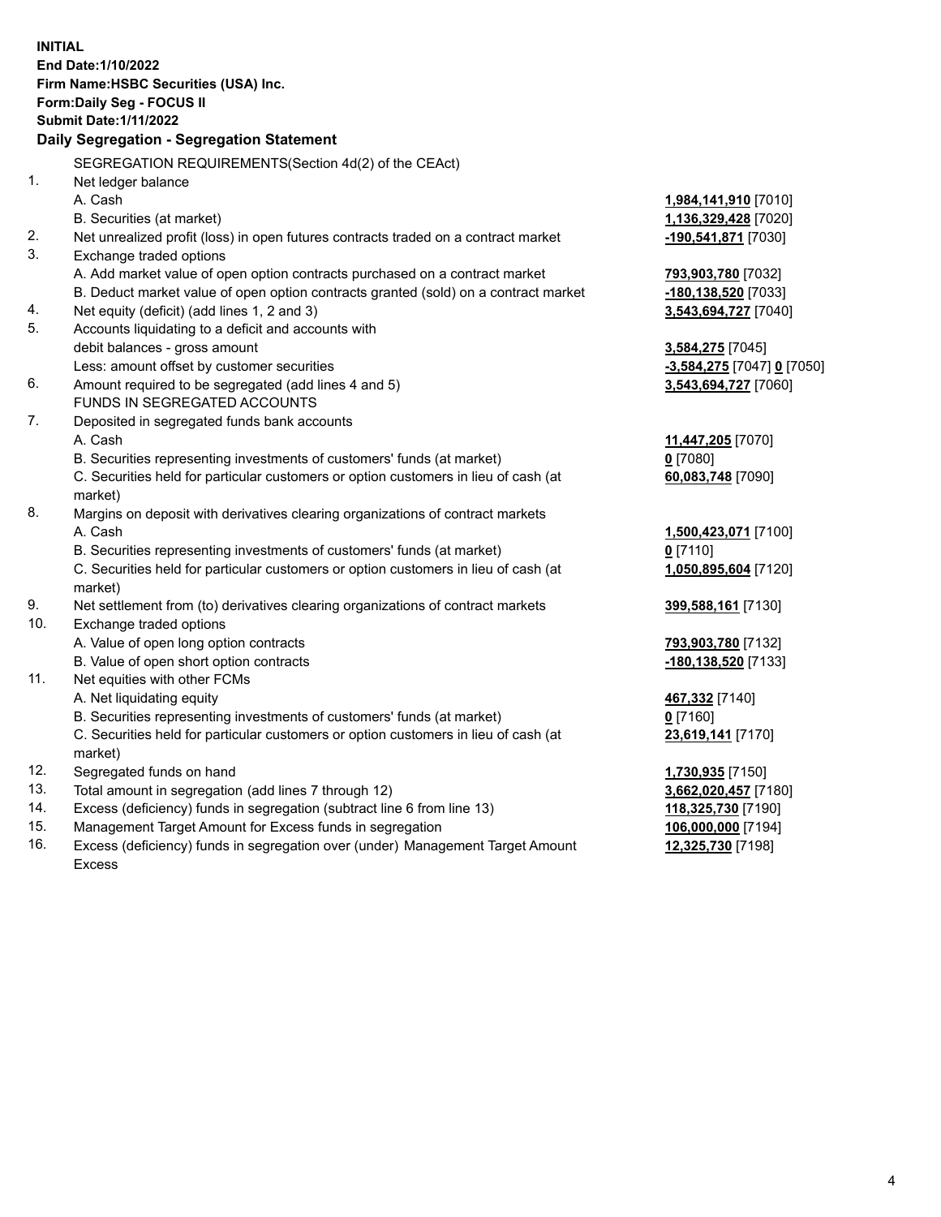**INITIAL**
**End Date:1/10/2022**
**Firm Name:HSBC Securities (USA) Inc.**
**Form:Daily Seg - FOCUS II**
**Submit Date:1/11/2022**

## Daily Segregation - Segregation Statement

| | | |
|---|---|---|
| | SEGREGATION REQUIREMENTS(Section 4d(2) of the CEAct) | |
| 1. | Net ledger balance | |
| | A. Cash | **1,984,141,910** [7010] |
| | B. Securities (at market) | **1,136,329,428** [7020] |
| 2. | Net unrealized profit (loss) in open futures contracts traded on a contract market | **-190,541,871** [7030] |
| 3. | Exchange traded options | |
| | A. Add market value of open option contracts purchased on a contract market | **793,903,780** [7032] |
| | B. Deduct market value of open option contracts granted (sold) on a contract market | **-180,138,520** [7033] |
| 4. | Net equity (deficit) (add lines 1, 2 and 3) | **3,543,694,727** [7040] |
| 5. | Accounts liquidating to a deficit and accounts with debit balances - gross amount | **3,584,275** [7045] |
| | Less: amount offset by customer securities | **-3,584,275** [7047] **0** [7050] |
| 6. | Amount required to be segregated (add lines 4 and 5) | **3,543,694,727** [7060] |
| | FUNDS IN SEGREGATED ACCOUNTS | |
| 7. | Deposited in segregated funds bank accounts | |
| | A. Cash | **11,447,205** [7070] |
| | B. Securities representing investments of customers' funds (at market) | **0** [7080] |
| | C. Securities held for particular customers or option customers in lieu of cash (at market) | **60,083,748** [7090] |
| 8. | Margins on deposit with derivatives clearing organizations of contract markets | |
| | A. Cash | **1,500,423,071** [7100] |
| | B. Securities representing investments of customers' funds (at market) | **0** [7110] |
| | C. Securities held for particular customers or option customers in lieu of cash (at market) | **1,050,895,604** [7120] |
| 9. | Net settlement from (to) derivatives clearing organizations of contract markets | **399,588,161** [7130] |
| 10. | Exchange traded options | |
| | A. Value of open long option contracts | **793,903,780** [7132] |
| | B. Value of open short option contracts | **-180,138,520** [7133] |
| 11. | Net equities with other FCMs | |
| | A. Net liquidating equity | **467,332** [7140] |
| | B. Securities representing investments of customers' funds (at market) | **0** [7160] |
| | C. Securities held for particular customers or option customers in lieu of cash (at market) | **23,619,141** [7170] |
| 12. | Segregated funds on hand | **1,730,935** [7150] |
| 13. | Total amount in segregation (add lines 7 through 12) | **3,662,020,457** [7180] |
| 14. | Excess (deficiency) funds in segregation (subtract line 6 from line 13) | **118,325,730** [7190] |
| 15. | Management Target Amount for Excess funds in segregation | **106,000,000** [7194] |
| 16. | Excess (deficiency) funds in segregation over (under) Management Target Amount Excess | **12,325,730** [7198] |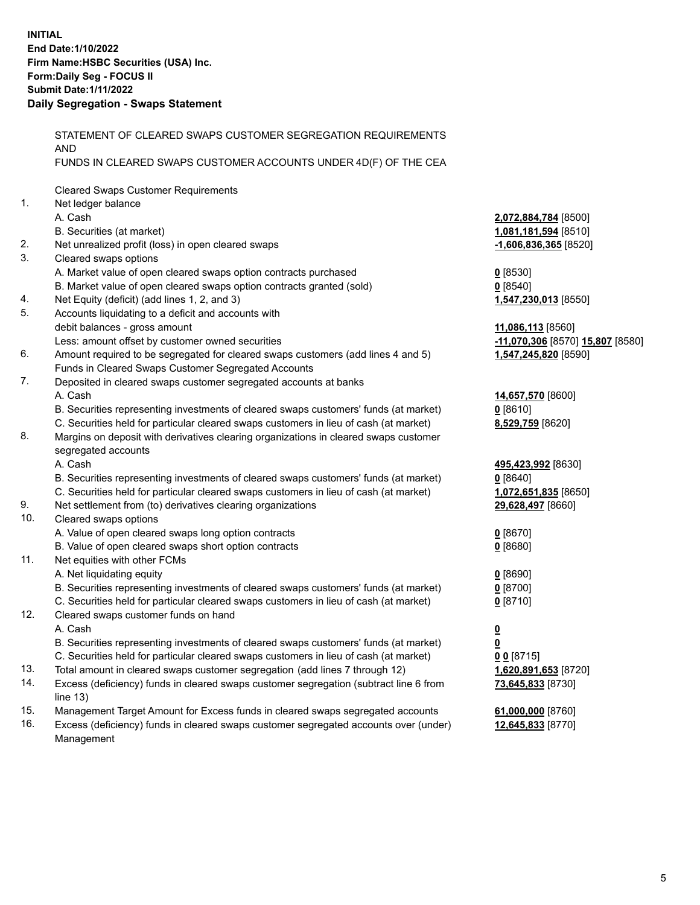**INITIAL**
**End Date:1/10/2022**
**Firm Name:HSBC Securities (USA) Inc.**
**Form:Daily Seg - FOCUS II**
**Submit Date:1/11/2022**
**Daily Segregation - Swaps Statement**

STATEMENT OF CLEARED SWAPS CUSTOMER SEGREGATION REQUIREMENTS AND
FUNDS IN CLEARED SWAPS CUSTOMER ACCOUNTS UNDER 4D(F) OF THE CEA

| | | |
|---|---|---|
| | Cleared Swaps Customer Requirements | |
| 1. | Net ledger balance | |
| | A. Cash | **2,072,884,784** [8500] |
| | B. Securities (at market) | **1,081,181,594** [8510] |
| 2. | Net unrealized profit (loss) in open cleared swaps | **-1,606,836,365** [8520] |
| 3. | Cleared swaps options | |
| | A. Market value of open cleared swaps option contracts purchased | **0** [8530] |
| | B. Market value of open cleared swaps option contracts granted (sold) | **0** [8540] |
| 4. | Net Equity (deficit) (add lines 1, 2, and 3) | **1,547,230,013** [8550] |
| 5. | Accounts liquidating to a deficit and accounts with debit balances - gross amount | **11,086,113** [8560] |
| | Less: amount offset by customer owned securities | **-11,070,306** [8570] **15,807** [8580] |
| 6. | Amount required to be segregated for cleared swaps customers (add lines 4 and 5) | **1,547,245,820** [8590] |
| | Funds in Cleared Swaps Customer Segregated Accounts | |
| 7. | Deposited in cleared swaps customer segregated accounts at banks | |
| | A. Cash | **14,657,570** [8600] |
| | B. Securities representing investments of cleared swaps customers' funds (at market) | **0** [8610] |
| | C. Securities held for particular cleared swaps customers in lieu of cash (at market) | **8,529,759** [8620] |
| 8. | Margins on deposit with derivatives clearing organizations in cleared swaps customer segregated accounts | |
| | A. Cash | **495,423,992** [8630] |
| | B. Securities representing investments of cleared swaps customers' funds (at market) | **0** [8640] |
| | C. Securities held for particular cleared swaps customers in lieu of cash (at market) | **1,072,651,835** [8650] |
| 9. | Net settlement from (to) derivatives clearing organizations | **29,628,497** [8660] |
| 10. | Cleared swaps options | |
| | A. Value of open cleared swaps long option contracts | **0** [8670] |
| | B. Value of open cleared swaps short option contracts | **0** [8680] |
| 11. | Net equities with other FCMs | |
| | A. Net liquidating equity | **0** [8690] |
| | B. Securities representing investments of cleared swaps customers' funds (at market) | **0** [8700] |
| | C. Securities held for particular cleared swaps customers in lieu of cash (at market) | **0** [8710] |
| 12. | Cleared swaps customer funds on hand | |
| | A. Cash | **0** |
| | B. Securities representing investments of cleared swaps customers' funds (at market) | **0** |
| | C. Securities held for particular cleared swaps customers in lieu of cash (at market) | **0** **0** [8715] |
| 13. | Total amount in cleared swaps customer segregation (add lines 7 through 12) | **1,620,891,653** [8720] |
| 14. | Excess (deficiency) funds in cleared swaps customer segregation (subtract line 6 from line 13) | **73,645,833** [8730] |
| 15. | Management Target Amount for Excess funds in cleared swaps segregated accounts | **61,000,000** [8760] |
| 16. | Excess (deficiency) funds in cleared swaps customer segregated accounts over (under) Management | **12,645,833** [8770] |